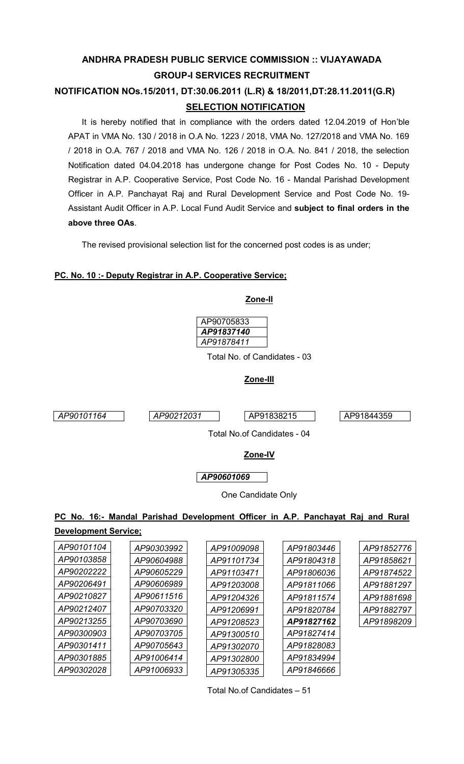# ANDHRA PRADESH PUBLIC SERVICE COMMISSION :: VIJAYAWADA

## GROUP-I SERVICES RECRUITMENT

## NOTIFICATION NOs.15/2011, DT:30.06.2011 (L.R) & 18/2011,DT:28.11.2011(G.R)

## SELECTION NOTIFICATION

It is hereby notified that in compliance with the orders dated 12.04.2019 of Hon'ble APAT in VMA No. 130 / 2018 in O.A No. 1223 / 2018, VMA No. 127/2018 and VMA No. 169 / 2018 in O.A. 767 / 2018 and VMA No. 126 / 2018 in O.A. No. 841 / 2018, the selection Notification dated 04.04.2018 has undergone change for Post Codes No. 10 - Deputy Registrar in A.P. Cooperative Service, Post Code No. 16 - Mandal Parishad Development Officer in A.P. Panchayat Raj and Rural Development Service and Post Code No. 19- Assistant Audit Officer in A.P. Local Fund Audit Service and **subject to final orders in the above three OAs**.

The revised provisional selection list for the concerned post codes is as under;

### PC. No. 10 :- Deputy Registrar in A.P. Cooperative Service;

**Zone-II**

| |
|---|
| AP90705833 |
| ***AP91837140*** |
| *AP91878411* |

Total No. of Candidates - 03

**Zone-III**

| | | | |
|---|---|---|---|
| *AP90101164* | *AP90212031* | AP91838215 | AP91844359 |

Total No.of Candidates - 04

**Zone-IV**

| |
|---|
| ***AP90601069*** |

One Candidate Only

### PC No. 16:- Mandal Parishad Development Officer in A.P. Panchayat Raj and Rural Development Service;

| | | | | |
|---|---|---|---|---|
| *AP90101104* | *AP90303992* | *AP91009098* | *AP91803446* | *AP91852776* |
| *AP90103858* | *AP90604988* | *AP91101734* | *AP91804318* | *AP91858621* |
| *AP90202222* | *AP90605229* | *AP91103471* | *AP91806036* | *AP91874522* |
| *AP90206491* | *AP90606989* | *AP91203008* | *AP91811066* | *AP91881297* |
| *AP90210827* | *AP90611516* | *AP91204326* | *AP91811574* | *AP91881698* |
| *AP90212407* | *AP90703320* | *AP91206991* | *AP91820784* | *AP91882797* |
| *AP90213255* | *AP90703690* | *AP91208523* | ***AP91827162*** | *AP91898209* |
| *AP90300903* | *AP90703705* | *AP91300510* | *AP91827414* | |
| *AP90301411* | *AP90705643* | *AP91302070* | *AP91828083* | |
| *AP90301885* | *AP91006414* | *AP91302800* | *AP91834994* | |
| *AP90302028* | *AP91006933* | *AP91305335* | *AP91846666* | |

Total No.of Candidates – 51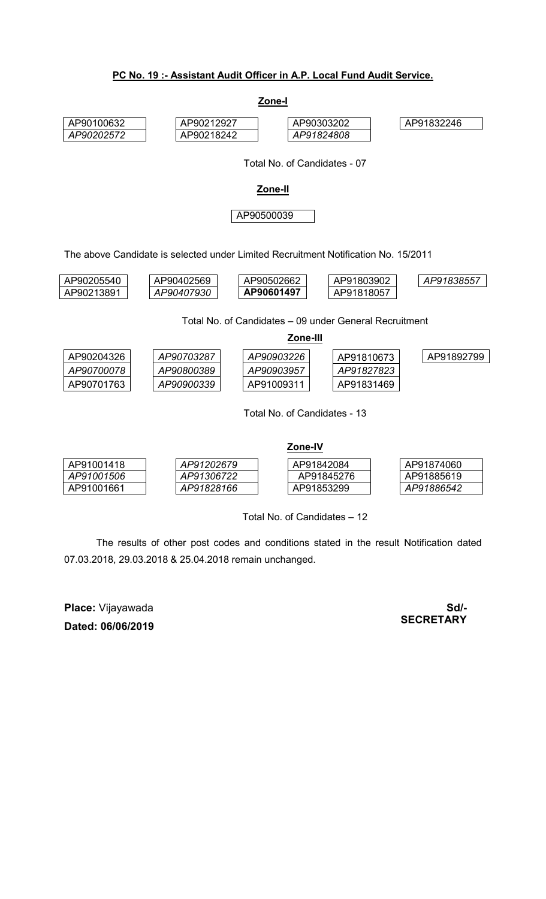**PC No. 19 :- Assistant Audit Officer in A.P. Local Fund Audit Service.**

**Zone-I**

| | | | |
|---|---|---|---|
| AP90100632 | AP90212927 | AP90303202 | AP91832246 |
| *AP90202572* | AP90218242 | *AP91824808* | |

Total No. of Candidates - 07

**Zone-II**

| |
|---|
| AP90500039 |

The above Candidate is selected under Limited Recruitment Notification No. 15/2011

| | | | | |
|---|---|---|---|---|
| AP90205540 | AP90402569 | AP90502662 | AP91803902 | *AP91838557* |
| AP90213891 | *AP90407930* | **AP90601497** | AP91818057 | |

Total No. of Candidates – 09 under General Recruitment

**Zone-III**

| | | | | |
|---|---|---|---|---|
| AP90204326 | *AP90703287* | *AP90903226* | AP91810673 | AP91892799 |
| *AP90700078* | *AP90800389* | *AP90903957* | *AP91827823* | |
| AP90701763 | *AP90900339* | AP91009311 | AP91831469 | |

Total No. of Candidates - 13

**Zone-IV**

| | | | |
|---|---|---|---|
| AP91001418 | *AP91202679* | AP91842084 | AP91874060 |
| *AP91001506* | *AP91306722* | AP91845276 | AP91885619 |
| AP91001661 | *AP91828166* | AP91853299 | *AP91886542* |

Total No. of Candidates – 12

The results of other post codes and conditions stated in the result Notification dated 07.03.2018, 29.03.2018 & 25.04.2018 remain unchanged.

**Place:** Vijayawada

**Dated: 06/06/2019**

**Sd/-**
**SECRETARY**